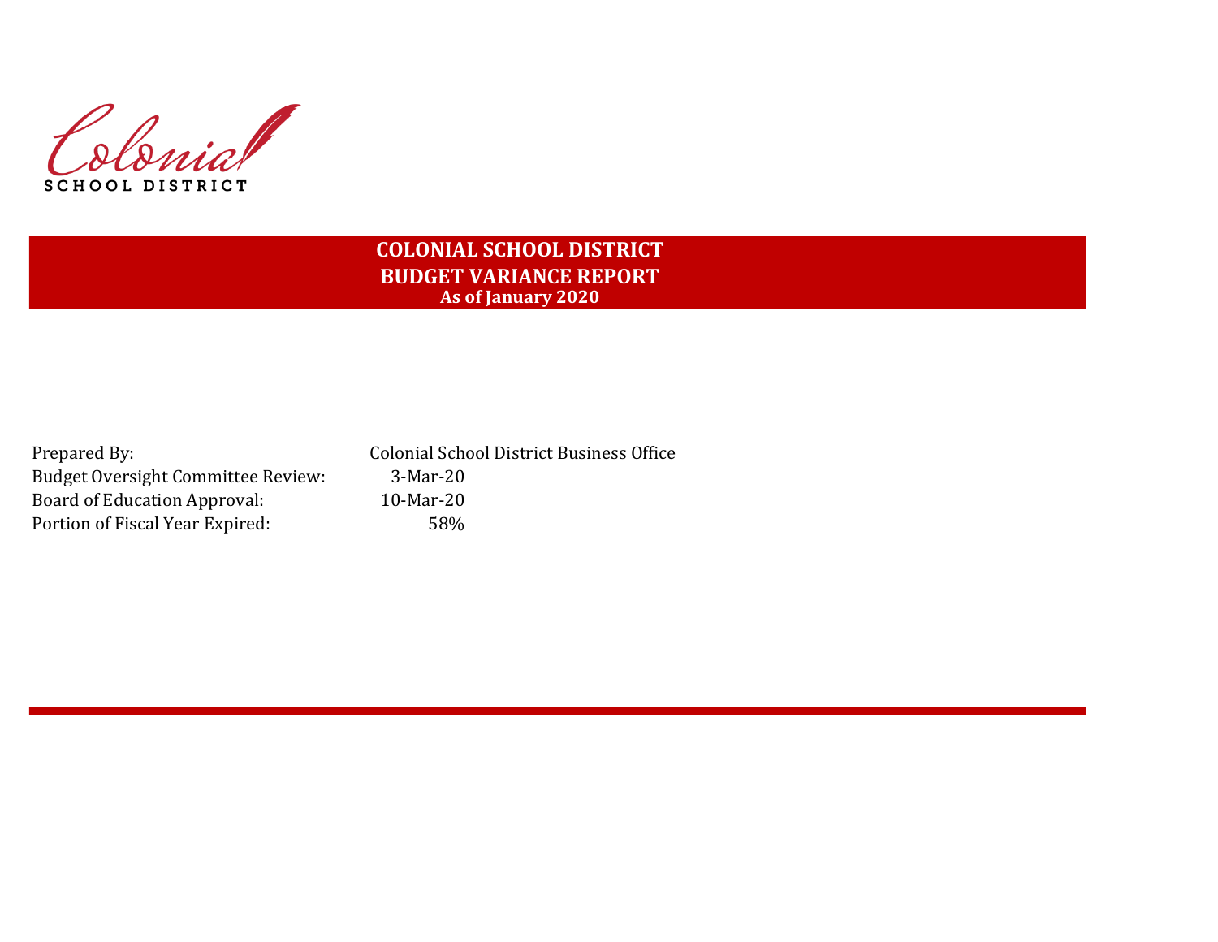Colonial
SCHOOL DISTRICT

# COLONIAL SCHOOL DISTRICT
## BUDGET VARIANCE REPORT
### As of January 2020

| | |
|---|---|
| Prepared By: | Colonial School District Business Office |
| Budget Oversight Committee Review: | 3-Mar-20 |
| Board of Education Approval: | 10-Mar-20 |
| Portion of Fiscal Year Expired: | 58% |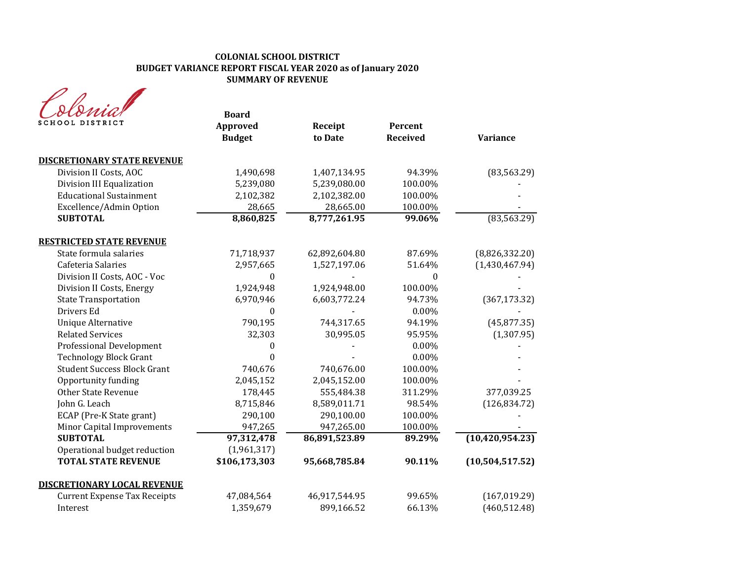**COLONIAL SCHOOL DISTRICT**
**BUDGET VARIANCE REPORT FISCAL YEAR 2020 as of January 2020**
**SUMMARY OF REVENUE**

Colonial SCHOOL DISTRICT

| | Board Approved Budget | Receipt to Date | Percent Received | Variance |
|---|---|---|---|---|
| **DISCRETIONARY STATE REVENUE** | | | | |
| Division II Costs, AOC | 1,490,698 | 1,407,134.95 | 94.39% | (83,563.29) |
| Division III Equalization | 5,239,080 | 5,239,080.00 | 100.00% | - |
| Educational Sustainment | 2,102,382 | 2,102,382.00 | 100.00% | - |
| Excellence/Admin Option | 28,665 | 28,665.00 | 100.00% | - |
| **SUBTOTAL** | **8,860,825** | **8,777,261.95** | **99.06%** | (83,563.29) |
| **RESTRICTED STATE REVENUE** | | | | |
| State formula salaries | 71,718,937 | 62,892,604.80 | 87.69% | (8,826,332.20) |
| Cafeteria Salaries | 2,957,665 | 1,527,197.06 | 51.64% | (1,430,467.94) |
| Division II Costs, AOC - Voc | 0 | - | 0 | - |
| Division II Costs, Energy | 1,924,948 | 1,924,948.00 | 100.00% | - |
| State Transportation | 6,970,946 | 6,603,772.24 | 94.73% | (367,173.32) |
| Drivers Ed | 0 | - | 0.00% | - |
| Unique Alternative | 790,195 | 744,317.65 | 94.19% | (45,877.35) |
| Related Services | 32,303 | 30,995.05 | 95.95% | (1,307.95) |
| Professional Development | 0 | - | 0.00% | - |
| Technology Block Grant | 0 | - | 0.00% | - |
| Student Success Block Grant | 740,676 | 740,676.00 | 100.00% | - |
| Opportunity funding | 2,045,152 | 2,045,152.00 | 100.00% | - |
| Other State Revenue | 178,445 | 555,484.38 | 311.29% | 377,039.25 |
| John G. Leach | 8,715,846 | 8,589,011.71 | 98.54% | (126,834.72) |
| ECAP (Pre-K State grant) | 290,100 | 290,100.00 | 100.00% | - |
| Minor Capital Improvements | 947,265 | 947,265.00 | 100.00% | - |
| **SUBTOTAL** | **97,312,478** | **86,891,523.89** | **89.29%** | **(10,420,954.23)** |
| Operational budget reduction | (1,961,317) | | | |
| **TOTAL STATE REVENUE** | **$106,173,303** | **95,668,785.84** | **90.11%** | **(10,504,517.52)** |
| **DISCRETIONARY LOCAL REVENUE** | | | | |
| Current Expense Tax Receipts | 47,084,564 | 46,917,544.95 | 99.65% | (167,019.29) |
| Interest | 1,359,679 | 899,166.52 | 66.13% | (460,512.48) |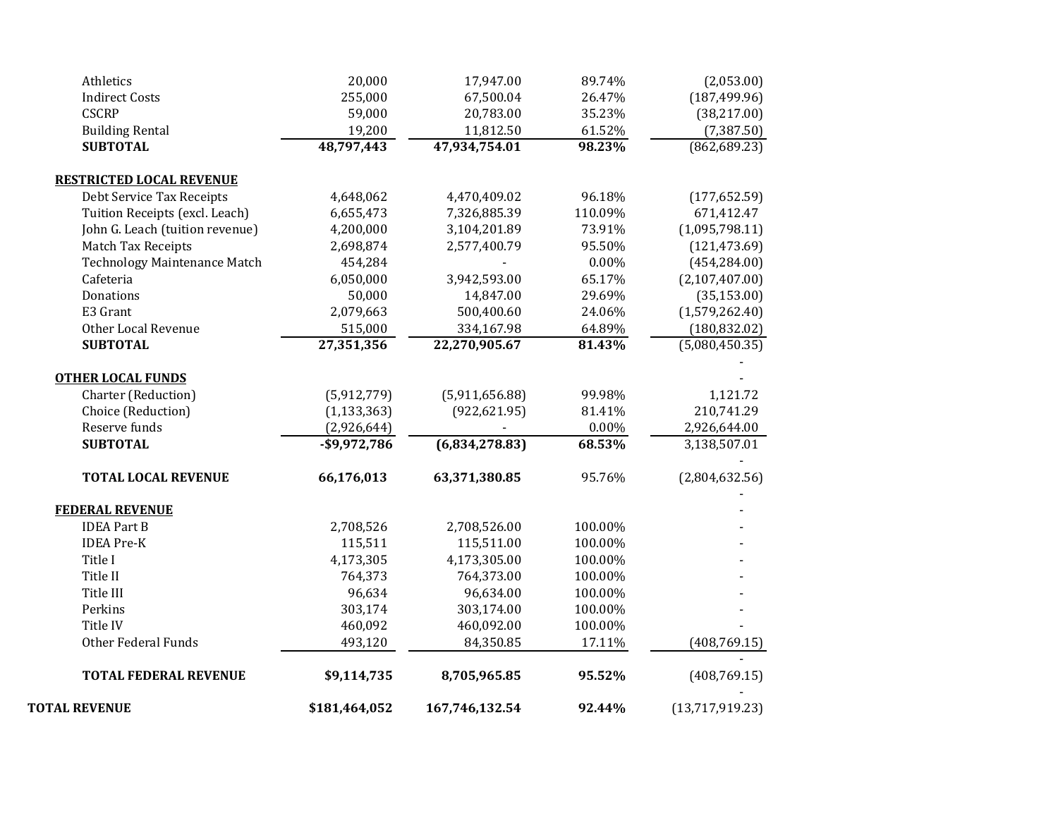| | | | | |
|---|---|---|---|---|
| Athletics | 20,000 | 17,947.00 | 89.74% | (2,053.00) |
| Indirect Costs | 255,000 | 67,500.04 | 26.47% | (187,499.96) |
| CSCRP | 59,000 | 20,783.00 | 35.23% | (38,217.00) |
| Building Rental | 19,200 | 11,812.50 | 61.52% | (7,387.50) |
| **SUBTOTAL** | **48,797,443** | **47,934,754.01** | **98.23%** | (862,689.23) |
| | | | | |
| **RESTRICTED LOCAL REVENUE** | | | | |
| Debt Service Tax Receipts | 4,648,062 | 4,470,409.02 | 96.18% | (177,652.59) |
| Tuition Receipts (excl. Leach) | 6,655,473 | 7,326,885.39 | 110.09% | 671,412.47 |
| John G. Leach (tuition revenue) | 4,200,000 | 3,104,201.89 | 73.91% | (1,095,798.11) |
| Match Tax Receipts | 2,698,874 | 2,577,400.79 | 95.50% | (121,473.69) |
| Technology Maintenance Match | 454,284 | - | 0.00% | (454,284.00) |
| Cafeteria | 6,050,000 | 3,942,593.00 | 65.17% | (2,107,407.00) |
| Donations | 50,000 | 14,847.00 | 29.69% | (35,153.00) |
| E3 Grant | 2,079,663 | 500,400.60 | 24.06% | (1,579,262.40) |
| Other Local Revenue | 515,000 | 334,167.98 | 64.89% | (180,832.02) |
| **SUBTOTAL** | **27,351,356** | **22,270,905.67** | **81.43%** | (5,080,450.35) |
| | | | | - |
| **OTHER LOCAL FUNDS** | | | | - |
| Charter (Reduction) | (5,912,779) | (5,911,656.88) | 99.98% | 1,121.72 |
| Choice (Reduction) | (1,133,363) | (922,621.95) | 81.41% | 210,741.29 |
| Reserve funds | (2,926,644) | - | 0.00% | 2,926,644.00 |
| **SUBTOTAL** | **-$9,972,786** | **(6,834,278.83)** | **68.53%** | 3,138,507.01 |
| | | | | - |
| **TOTAL LOCAL REVENUE** | **66,176,013** | **63,371,380.85** | 95.76% | (2,804,632.56) |
| | | | | - |
| **FEDERAL REVENUE** | | | | - |
| IDEA Part B | 2,708,526 | 2,708,526.00 | 100.00% | - |
| IDEA Pre-K | 115,511 | 115,511.00 | 100.00% | - |
| Title I | 4,173,305 | 4,173,305.00 | 100.00% | - |
| Title II | 764,373 | 764,373.00 | 100.00% | - |
| Title III | 96,634 | 96,634.00 | 100.00% | - |
| Perkins | 303,174 | 303,174.00 | 100.00% | - |
| Title IV | 460,092 | 460,092.00 | 100.00% | - |
| Other Federal Funds | 493,120 | 84,350.85 | 17.11% | (408,769.15) |
| | | | | - |
| **TOTAL FEDERAL REVENUE** | **$9,114,735** | **8,705,965.85** | **95.52%** | (408,769.15) |
| | | | | - |
| **TOTAL REVENUE** | **$181,464,052** | **167,746,132.54** | **92.44%** | (13,717,919.23) |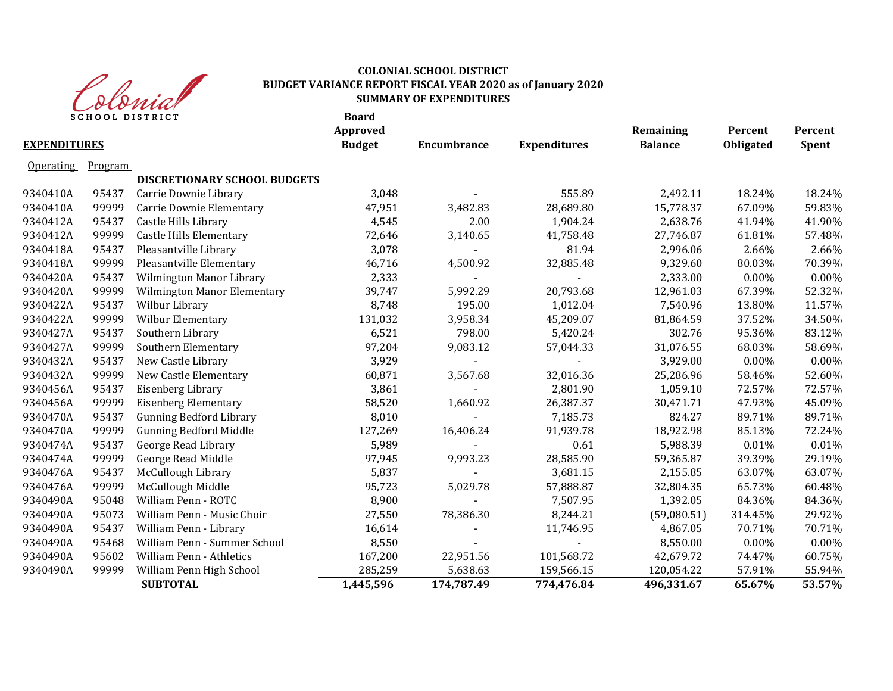**Colonial School District**

**COLONIAL SCHOOL DISTRICT**
**BUDGET VARIANCE REPORT FISCAL YEAR 2020 as of January 2020**
**SUMMARY OF EXPENDITURES**

| **EXPENDITURES** | | | **Board Approved Budget** | **Encumbrance** | **Expenditures** | **Remaining Balance** | **Percent Obligated** | **Percent Spent** |
|---|---|---|---|---|---|---|---|---|
| Operating | Program | | | | | | | |
| | | **DISCRETIONARY SCHOOL BUDGETS** | | | | | | |
| 9340410A | 95437 | Carrie Downie Library | 3,048 | - | 555.89 | 2,492.11 | 18.24% | 18.24% |
| 9340410A | 99999 | Carrie Downie Elementary | 47,951 | 3,482.83 | 28,689.80 | 15,778.37 | 67.09% | 59.83% |
| 9340412A | 95437 | Castle Hills Library | 4,545 | 2.00 | 1,904.24 | 2,638.76 | 41.94% | 41.90% |
| 9340412A | 99999 | Castle Hills Elementary | 72,646 | 3,140.65 | 41,758.48 | 27,746.87 | 61.81% | 57.48% |
| 9340418A | 95437 | Pleasantville Library | 3,078 | - | 81.94 | 2,996.06 | 2.66% | 2.66% |
| 9340418A | 99999 | Pleasantville Elementary | 46,716 | 4,500.92 | 32,885.48 | 9,329.60 | 80.03% | 70.39% |
| 9340420A | 95437 | Wilmington Manor Library | 2,333 | - | - | 2,333.00 | 0.00% | 0.00% |
| 9340420A | 99999 | Wilmington Manor Elementary | 39,747 | 5,992.29 | 20,793.68 | 12,961.03 | 67.39% | 52.32% |
| 9340422A | 95437 | Wilbur Library | 8,748 | 195.00 | 1,012.04 | 7,540.96 | 13.80% | 11.57% |
| 9340422A | 99999 | Wilbur Elementary | 131,032 | 3,958.34 | 45,209.07 | 81,864.59 | 37.52% | 34.50% |
| 9340427A | 95437 | Southern Library | 6,521 | 798.00 | 5,420.24 | 302.76 | 95.36% | 83.12% |
| 9340427A | 99999 | Southern Elementary | 97,204 | 9,083.12 | 57,044.33 | 31,076.55 | 68.03% | 58.69% |
| 9340432A | 95437 | New Castle Library | 3,929 | - | - | 3,929.00 | 0.00% | 0.00% |
| 9340432A | 99999 | New Castle Elementary | 60,871 | 3,567.68 | 32,016.36 | 25,286.96 | 58.46% | 52.60% |
| 9340456A | 95437 | Eisenberg Library | 3,861 | - | 2,801.90 | 1,059.10 | 72.57% | 72.57% |
| 9340456A | 99999 | Eisenberg Elementary | 58,520 | 1,660.92 | 26,387.37 | 30,471.71 | 47.93% | 45.09% |
| 9340470A | 95437 | Gunning Bedford Library | 8,010 | - | 7,185.73 | 824.27 | 89.71% | 89.71% |
| 9340470A | 99999 | Gunning Bedford Middle | 127,269 | 16,406.24 | 91,939.78 | 18,922.98 | 85.13% | 72.24% |
| 9340474A | 95437 | George Read Library | 5,989 | - | 0.61 | 5,988.39 | 0.01% | 0.01% |
| 9340474A | 99999 | George Read Middle | 97,945 | 9,993.23 | 28,585.90 | 59,365.87 | 39.39% | 29.19% |
| 9340476A | 95437 | McCullough Library | 5,837 | - | 3,681.15 | 2,155.85 | 63.07% | 63.07% |
| 9340476A | 99999 | McCullough Middle | 95,723 | 5,029.78 | 57,888.87 | 32,804.35 | 65.73% | 60.48% |
| 9340490A | 95048 | William Penn - ROTC | 8,900 | - | 7,507.95 | 1,392.05 | 84.36% | 84.36% |
| 9340490A | 95073 | William Penn - Music Choir | 27,550 | 78,386.30 | 8,244.21 | (59,080.51) | 314.45% | 29.92% |
| 9340490A | 95437 | William Penn - Library | 16,614 | - | 11,746.95 | 4,867.05 | 70.71% | 70.71% |
| 9340490A | 95468 | William Penn - Summer School | 8,550 | - | - | 8,550.00 | 0.00% | 0.00% |
| 9340490A | 95602 | William Penn - Athletics | 167,200 | 22,951.56 | 101,568.72 | 42,679.72 | 74.47% | 60.75% |
| 9340490A | 99999 | William Penn High School | 285,259 | 5,638.63 | 159,566.15 | 120,054.22 | 57.91% | 55.94% |
| | | **SUBTOTAL** | **1,445,596** | **174,787.49** | **774,476.84** | **496,331.67** | **65.67%** | **53.57%** |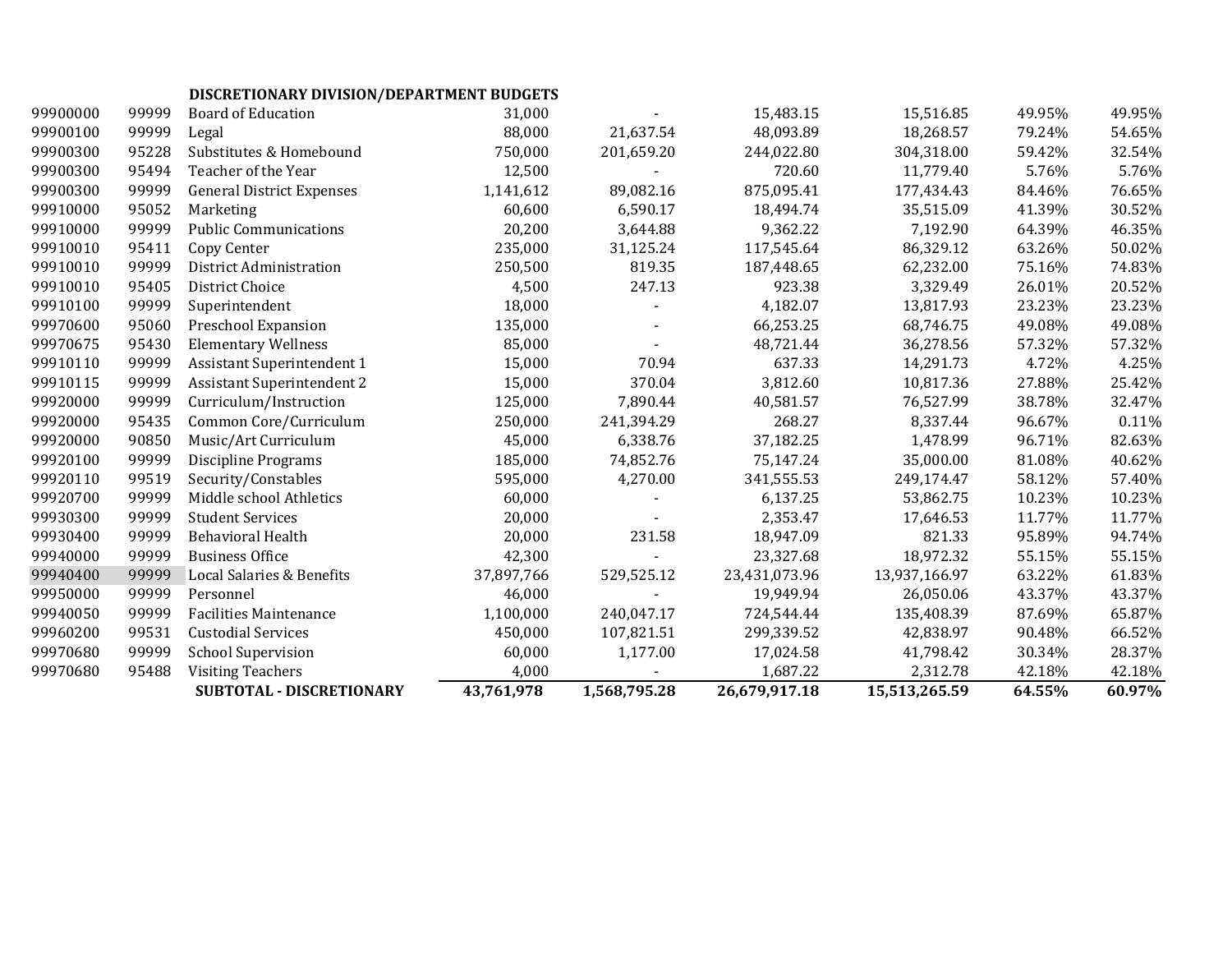| | | DISCRETIONARY DIVISION/DEPARTMENT BUDGETS | | | | | | |
|---|---|---|---|---|---|---|---|---|
| 99900000 | 99999 | Board of Education | 31,000 | - | 15,483.15 | 15,516.85 | 49.95% | 49.95% |
| 99900100 | 99999 | Legal | 88,000 | 21,637.54 | 48,093.89 | 18,268.57 | 79.24% | 54.65% |
| 99900300 | 95228 | Substitutes & Homebound | 750,000 | 201,659.20 | 244,022.80 | 304,318.00 | 59.42% | 32.54% |
| 99900300 | 95494 | Teacher of the Year | 12,500 | - | 720.60 | 11,779.40 | 5.76% | 5.76% |
| 99900300 | 99999 | General District Expenses | 1,141,612 | 89,082.16 | 875,095.41 | 177,434.43 | 84.46% | 76.65% |
| 99910000 | 95052 | Marketing | 60,600 | 6,590.17 | 18,494.74 | 35,515.09 | 41.39% | 30.52% |
| 99910000 | 99999 | Public Communications | 20,200 | 3,644.88 | 9,362.22 | 7,192.90 | 64.39% | 46.35% |
| 99910010 | 95411 | Copy Center | 235,000 | 31,125.24 | 117,545.64 | 86,329.12 | 63.26% | 50.02% |
| 99910010 | 99999 | District Administration | 250,500 | 819.35 | 187,448.65 | 62,232.00 | 75.16% | 74.83% |
| 99910010 | 95405 | District Choice | 4,500 | 247.13 | 923.38 | 3,329.49 | 26.01% | 20.52% |
| 99910100 | 99999 | Superintendent | 18,000 | - | 4,182.07 | 13,817.93 | 23.23% | 23.23% |
| 99970600 | 95060 | Preschool Expansion | 135,000 | - | 66,253.25 | 68,746.75 | 49.08% | 49.08% |
| 99970675 | 95430 | Elementary Wellness | 85,000 | - | 48,721.44 | 36,278.56 | 57.32% | 57.32% |
| 99910110 | 99999 | Assistant Superintendent 1 | 15,000 | 70.94 | 637.33 | 14,291.73 | 4.72% | 4.25% |
| 99910115 | 99999 | Assistant Superintendent 2 | 15,000 | 370.04 | 3,812.60 | 10,817.36 | 27.88% | 25.42% |
| 99920000 | 99999 | Curriculum/Instruction | 125,000 | 7,890.44 | 40,581.57 | 76,527.99 | 38.78% | 32.47% |
| 99920000 | 95435 | Common Core/Curriculum | 250,000 | 241,394.29 | 268.27 | 8,337.44 | 96.67% | 0.11% |
| 99920000 | 90850 | Music/Art Curriculum | 45,000 | 6,338.76 | 37,182.25 | 1,478.99 | 96.71% | 82.63% |
| 99920100 | 99999 | Discipline Programs | 185,000 | 74,852.76 | 75,147.24 | 35,000.00 | 81.08% | 40.62% |
| 99920110 | 99519 | Security/Constables | 595,000 | 4,270.00 | 341,555.53 | 249,174.47 | 58.12% | 57.40% |
| 99920700 | 99999 | Middle school Athletics | 60,000 | - | 6,137.25 | 53,862.75 | 10.23% | 10.23% |
| 99930300 | 99999 | Student Services | 20,000 | - | 2,353.47 | 17,646.53 | 11.77% | 11.77% |
| 99930400 | 99999 | Behavioral Health | 20,000 | 231.58 | 18,947.09 | 821.33 | 95.89% | 94.74% |
| 99940000 | 99999 | Business Office | 42,300 | - | 23,327.68 | 18,972.32 | 55.15% | 55.15% |
| 99940400 | 99999 | Local Salaries & Benefits | 37,897,766 | 529,525.12 | 23,431,073.96 | 13,937,166.97 | 63.22% | 61.83% |
| 99950000 | 99999 | Personnel | 46,000 | - | 19,949.94 | 26,050.06 | 43.37% | 43.37% |
| 99940050 | 99999 | Facilities Maintenance | 1,100,000 | 240,047.17 | 724,544.44 | 135,408.39 | 87.69% | 65.87% |
| 99960200 | 99531 | Custodial Services | 450,000 | 107,821.51 | 299,339.52 | 42,838.97 | 90.48% | 66.52% |
| 99970680 | 99999 | School Supervision | 60,000 | 1,177.00 | 17,024.58 | 41,798.42 | 30.34% | 28.37% |
| 99970680 | 95488 | Visiting Teachers | 4,000 | - | 1,687.22 | 2,312.78 | 42.18% | 42.18% |
| | | **SUBTOTAL - DISCRETIONARY** | **43,761,978** | **1,568,795.28** | **26,679,917.18** | **15,513,265.59** | **64.55%** | **60.97%** |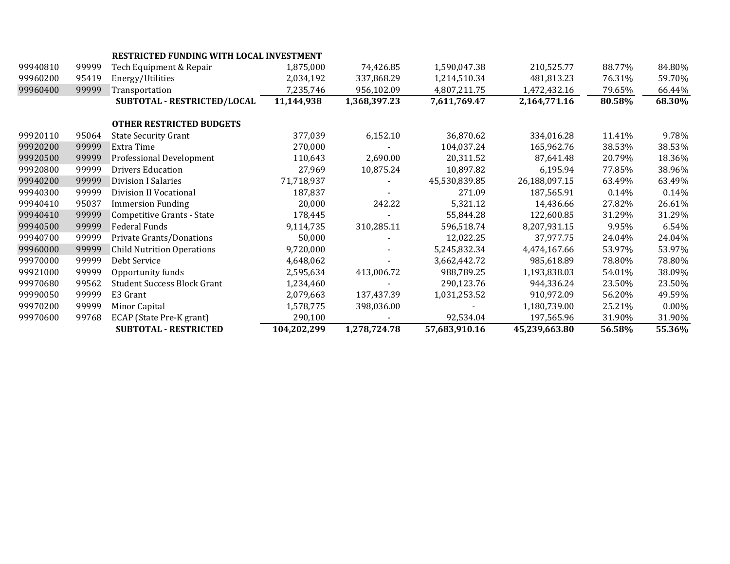| | | | | | | | | |
|---|---|---|---|---|---|---|---|---|
| | | **RESTRICTED FUNDING WITH LOCAL INVESTMENT** | | | | | | |
| 99940810 | 99999 | Tech Equipment & Repair | 1,875,000 | 74,426.85 | 1,590,047.38 | 210,525.77 | 88.77% | 84.80% |
| 99960200 | 95419 | Energy/Utilities | 2,034,192 | 337,868.29 | 1,214,510.34 | 481,813.23 | 76.31% | 59.70% |
| 99960400 | 99999 | Transportation | 7,235,746 | 956,102.09 | 4,807,211.75 | 1,472,432.16 | 79.65% | 66.44% |
| | | **SUBTOTAL - RESTRICTED/LOCAL** | **11,144,938** | **1,368,397.23** | **7,611,769.47** | **2,164,771.16** | **80.58%** | **68.30%** |
| | | **OTHER RESTRICTED BUDGETS** | | | | | | |
| 99920110 | 95064 | State Security Grant | 377,039 | 6,152.10 | 36,870.62 | 334,016.28 | 11.41% | 9.78% |
| 99920200 | 99999 | Extra Time | 270,000 | - | 104,037.24 | 165,962.76 | 38.53% | 38.53% |
| 99920500 | 99999 | Professional Development | 110,643 | 2,690.00 | 20,311.52 | 87,641.48 | 20.79% | 18.36% |
| 99920800 | 99999 | Drivers Education | 27,969 | 10,875.24 | 10,897.82 | 6,195.94 | 77.85% | 38.96% |
| 99940200 | 99999 | Division I Salaries | 71,718,937 | - | 45,530,839.85 | 26,188,097.15 | 63.49% | 63.49% |
| 99940300 | 99999 | Division II Vocational | 187,837 | - | 271.09 | 187,565.91 | 0.14% | 0.14% |
| 99940410 | 95037 | Immersion Funding | 20,000 | 242.22 | 5,321.12 | 14,436.66 | 27.82% | 26.61% |
| 99940410 | 99999 | Competitive Grants - State | 178,445 | - | 55,844.28 | 122,600.85 | 31.29% | 31.29% |
| 99940500 | 99999 | Federal Funds | 9,114,735 | 310,285.11 | 596,518.74 | 8,207,931.15 | 9.95% | 6.54% |
| 99940700 | 99999 | Private Grants/Donations | 50,000 | - | 12,022.25 | 37,977.75 | 24.04% | 24.04% |
| 99960000 | 99999 | Child Nutrition Operations | 9,720,000 | - | 5,245,832.34 | 4,474,167.66 | 53.97% | 53.97% |
| 99970000 | 99999 | Debt Service | 4,648,062 | - | 3,662,442.72 | 985,618.89 | 78.80% | 78.80% |
| 99921000 | 99999 | Opportunity funds | 2,595,634 | 413,006.72 | 988,789.25 | 1,193,838.03 | 54.01% | 38.09% |
| 99970680 | 99562 | Student Success Block Grant | 1,234,460 | - | 290,123.76 | 944,336.24 | 23.50% | 23.50% |
| 99990050 | 99999 | E3 Grant | 2,079,663 | 137,437.39 | 1,031,253.52 | 910,972.09 | 56.20% | 49.59% |
| 99970200 | 99999 | Minor Capital | 1,578,775 | 398,036.00 | - | 1,180,739.00 | 25.21% | 0.00% |
| 99970600 | 99768 | ECAP (State Pre-K grant) | 290,100 | - | 92,534.04 | 197,565.96 | 31.90% | 31.90% |
| | | **SUBTOTAL - RESTRICTED** | **104,202,299** | **1,278,724.78** | **57,683,910.16** | **45,239,663.80** | **56.58%** | **55.36%** |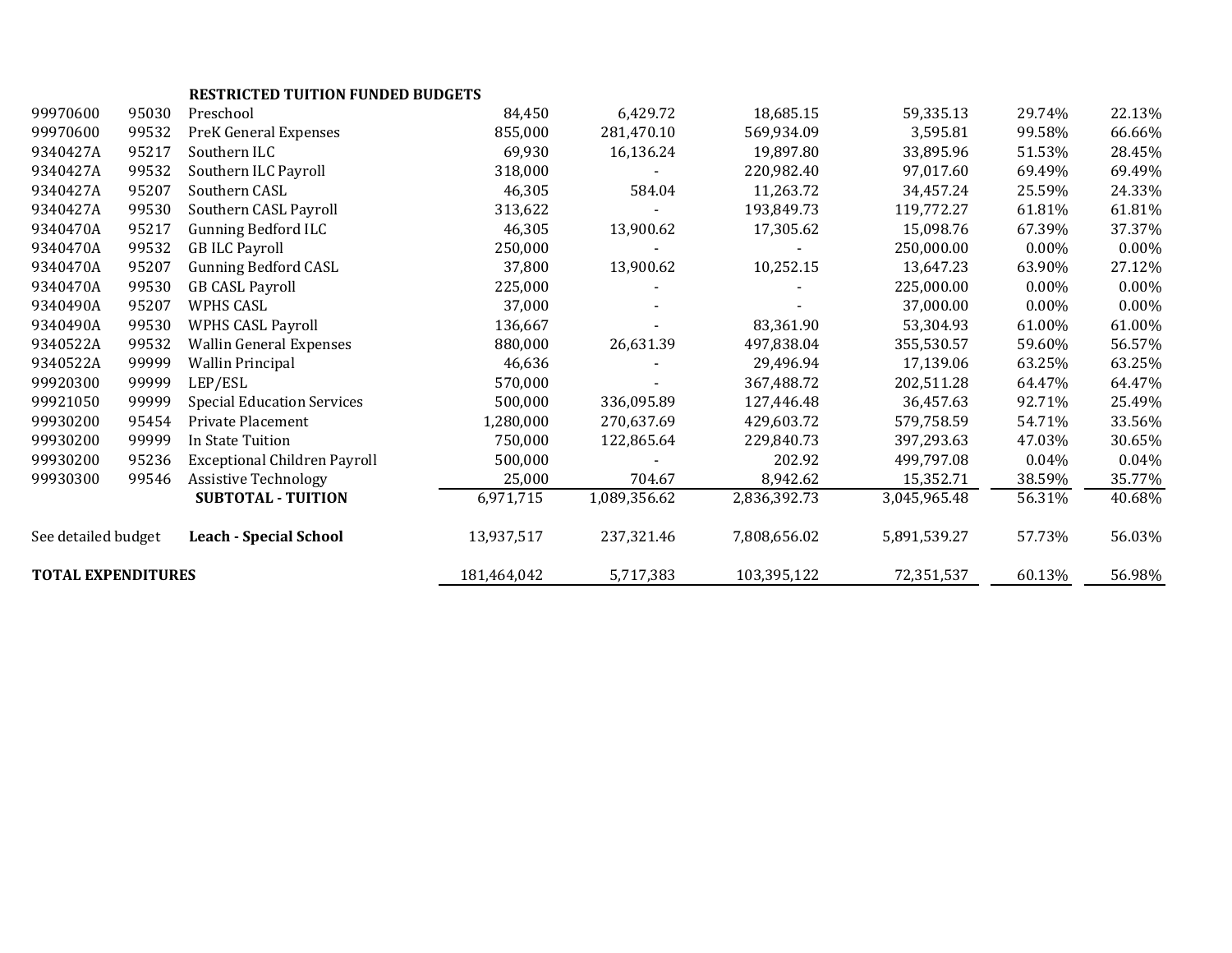| | | | | | | | | |
|---|---|---|---|---|---|---|---|---|
| | | **RESTRICTED TUITION FUNDED BUDGETS** | | | | | | |
| 99970600 | 95030 | Preschool | 84,450 | 6,429.72 | 18,685.15 | 59,335.13 | 29.74% | 22.13% |
| 99970600 | 99532 | PreK General Expenses | 855,000 | 281,470.10 | 569,934.09 | 3,595.81 | 99.58% | 66.66% |
| 9340427A | 95217 | Southern ILC | 69,930 | 16,136.24 | 19,897.80 | 33,895.96 | 51.53% | 28.45% |
| 9340427A | 99532 | Southern ILC Payroll | 318,000 | - | 220,982.40 | 97,017.60 | 69.49% | 69.49% |
| 9340427A | 95207 | Southern CASL | 46,305 | 584.04 | 11,263.72 | 34,457.24 | 25.59% | 24.33% |
| 9340427A | 99530 | Southern CASL Payroll | 313,622 | - | 193,849.73 | 119,772.27 | 61.81% | 61.81% |
| 9340470A | 95217 | Gunning Bedford ILC | 46,305 | 13,900.62 | 17,305.62 | 15,098.76 | 67.39% | 37.37% |
| 9340470A | 99532 | GB ILC Payroll | 250,000 | - | - | 250,000.00 | 0.00% | 0.00% |
| 9340470A | 95207 | Gunning Bedford CASL | 37,800 | 13,900.62 | 10,252.15 | 13,647.23 | 63.90% | 27.12% |
| 9340470A | 99530 | GB CASL Payroll | 225,000 | - | - | 225,000.00 | 0.00% | 0.00% |
| 9340490A | 95207 | WPHS CASL | 37,000 | - | - | 37,000.00 | 0.00% | 0.00% |
| 9340490A | 99530 | WPHS CASL Payroll | 136,667 | - | 83,361.90 | 53,304.93 | 61.00% | 61.00% |
| 9340522A | 99532 | Wallin General Expenses | 880,000 | 26,631.39 | 497,838.04 | 355,530.57 | 59.60% | 56.57% |
| 9340522A | 99999 | Wallin Principal | 46,636 | - | 29,496.94 | 17,139.06 | 63.25% | 63.25% |
| 99920300 | 99999 | LEP/ESL | 570,000 | - | 367,488.72 | 202,511.28 | 64.47% | 64.47% |
| 99921050 | 99999 | Special Education Services | 500,000 | 336,095.89 | 127,446.48 | 36,457.63 | 92.71% | 25.49% |
| 99930200 | 95454 | Private Placement | 1,280,000 | 270,637.69 | 429,603.72 | 579,758.59 | 54.71% | 33.56% |
| 99930200 | 99999 | In State Tuition | 750,000 | 122,865.64 | 229,840.73 | 397,293.63 | 47.03% | 30.65% |
| 99930200 | 95236 | Exceptional Children Payroll | 500,000 | - | 202.92 | 499,797.08 | 0.04% | 0.04% |
| 99930300 | 99546 | Assistive Technology | 25,000 | 704.67 | 8,942.62 | 15,352.71 | 38.59% | 35.77% |
| | | **SUBTOTAL - TUITION** | 6,971,715 | 1,089,356.62 | 2,836,392.73 | 3,045,965.48 | 56.31% | 40.68% |
| See detailed budget | | **Leach - Special School** | 13,937,517 | 237,321.46 | 7,808,656.02 | 5,891,539.27 | 57.73% | 56.03% |
| **TOTAL EXPENDITURES** | | | 181,464,042 | 5,717,383 | 103,395,122 | 72,351,537 | 60.13% | 56.98% |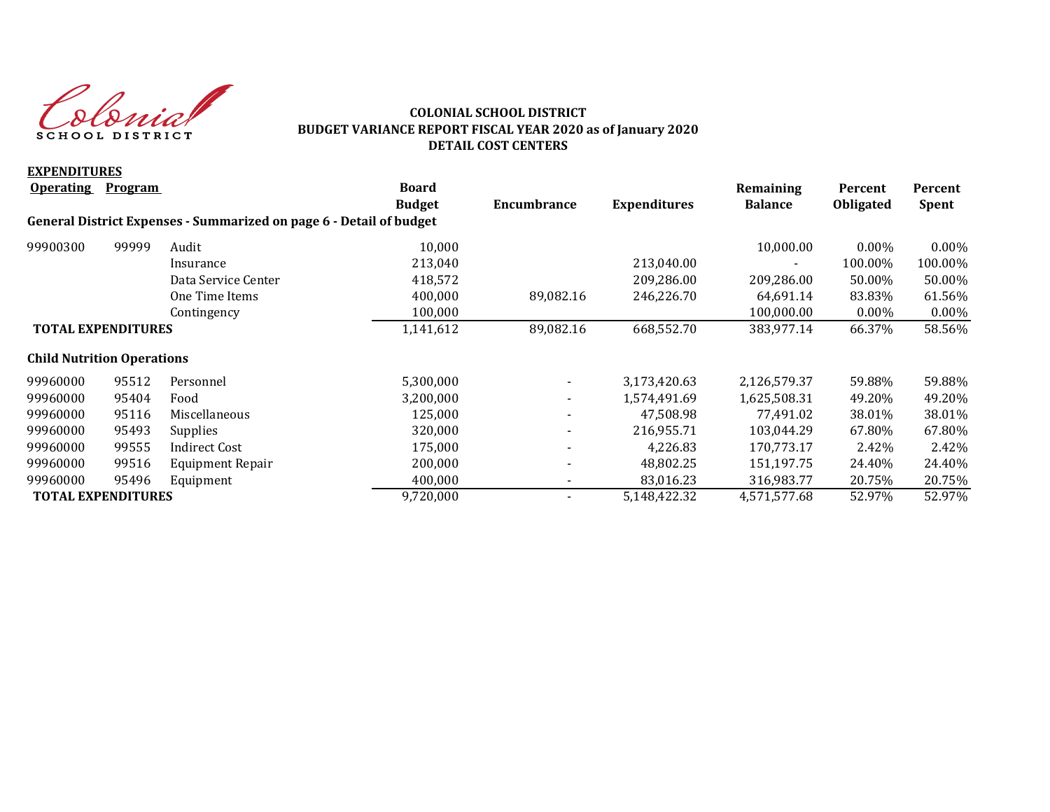Colonial School District

**COLONIAL SCHOOL DISTRICT**
**BUDGET VARIANCE REPORT FISCAL YEAR 2020 as of January 2020**
**DETAIL COST CENTERS**

**EXPENDITURES**

| Operating | Program | | Board Budget | Encumbrance | Expenditures | Remaining Balance | Percent Obligated | Percent Spent |
|---|---|---|---|---|---|---|---|---|
| **General District Expenses - Summarized on page 6 - Detail of budget** | | | | | | | | |
| 99900300 | 99999 | Audit | 10,000 | | | 10,000.00 | 0.00% | 0.00% |
| | | Insurance | 213,040 | | 213,040.00 | - | 100.00% | 100.00% |
| | | Data Service Center | 418,572 | | 209,286.00 | 209,286.00 | 50.00% | 50.00% |
| | | One Time Items | 400,000 | 89,082.16 | 246,226.70 | 64,691.14 | 83.83% | 61.56% |
| | | Contingency | 100,000 | | | 100,000.00 | 0.00% | 0.00% |
| **TOTAL EXPENDITURES** | | | 1,141,612 | 89,082.16 | 668,552.70 | 383,977.14 | 66.37% | 58.56% |
| **Child Nutrition Operations** | | | | | | | | |
| 99960000 | 95512 | Personnel | 5,300,000 | - | 3,173,420.63 | 2,126,579.37 | 59.88% | 59.88% |
| 99960000 | 95404 | Food | 3,200,000 | - | 1,574,491.69 | 1,625,508.31 | 49.20% | 49.20% |
| 99960000 | 95116 | Miscellaneous | 125,000 | - | 47,508.98 | 77,491.02 | 38.01% | 38.01% |
| 99960000 | 95493 | Supplies | 320,000 | - | 216,955.71 | 103,044.29 | 67.80% | 67.80% |
| 99960000 | 99555 | Indirect Cost | 175,000 | - | 4,226.83 | 170,773.17 | 2.42% | 2.42% |
| 99960000 | 99516 | Equipment Repair | 200,000 | - | 48,802.25 | 151,197.75 | 24.40% | 24.40% |
| 99960000 | 95496 | Equipment | 400,000 | - | 83,016.23 | 316,983.77 | 20.75% | 20.75% |
| **TOTAL EXPENDITURES** | | | 9,720,000 | - | 5,148,422.32 | 4,571,577.68 | 52.97% | 52.97% |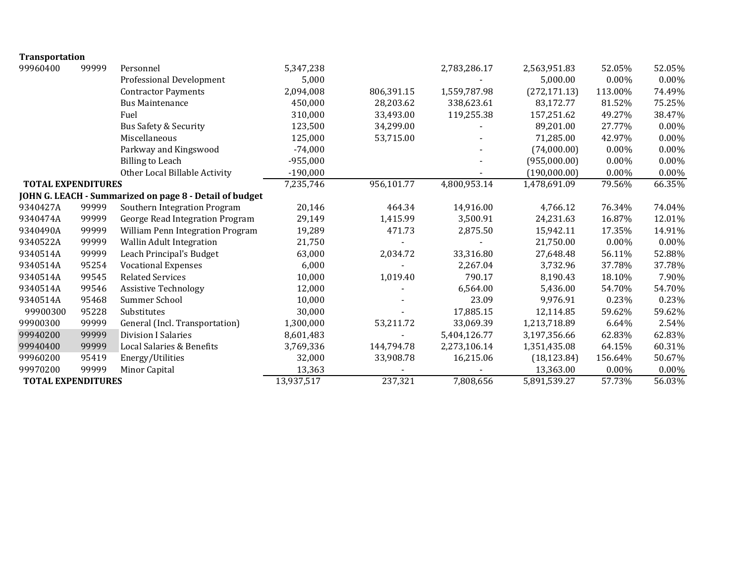| | | | | | | | | |
|---|---|---|---|---|---|---|---|---|
| **Transportation** | | | | | | | | |
| 99960400 | 99999 | Personnel | 5,347,238 | | 2,783,286.17 | 2,563,951.83 | 52.05% | 52.05% |
| | | Professional Development | 5,000 | | - | 5,000.00 | 0.00% | 0.00% |
| | | Contractor Payments | 2,094,008 | 806,391.15 | 1,559,787.98 | (272,171.13) | 113.00% | 74.49% |
| | | Bus Maintenance | 450,000 | 28,203.62 | 338,623.61 | 83,172.77 | 81.52% | 75.25% |
| | | Fuel | 310,000 | 33,493.00 | 119,255.38 | 157,251.62 | 49.27% | 38.47% |
| | | Bus Safety & Security | 123,500 | 34,299.00 | - | 89,201.00 | 27.77% | 0.00% |
| | | Miscellaneous | 125,000 | 53,715.00 | - | 71,285.00 | 42.97% | 0.00% |
| | | Parkway and Kingswood | -74,000 | | - | (74,000.00) | 0.00% | 0.00% |
| | | Billing to Leach | -955,000 | | - | (955,000.00) | 0.00% | 0.00% |
| | | Other Local Billable Activity | -190,000 | | - | (190,000.00) | 0.00% | 0.00% |
| **TOTAL EXPENDITURES** | | | 7,235,746 | 956,101.77 | 4,800,953.14 | 1,478,691.09 | 79.56% | 66.35% |
| **JOHN G. LEACH - Summarized on page 8 - Detail of budget** | | | | | | | | |
| 9340427A | 99999 | Southern Integration Program | 20,146 | 464.34 | 14,916.00 | 4,766.12 | 76.34% | 74.04% |
| 9340474A | 99999 | George Read Integration Program | 29,149 | 1,415.99 | 3,500.91 | 24,231.63 | 16.87% | 12.01% |
| 9340490A | 99999 | William Penn Integration Program | 19,289 | 471.73 | 2,875.50 | 15,942.11 | 17.35% | 14.91% |
| 9340522A | 99999 | Wallin Adult Integration | 21,750 | - | - | 21,750.00 | 0.00% | 0.00% |
| 9340514A | 99999 | Leach Principal's Budget | 63,000 | 2,034.72 | 33,316.80 | 27,648.48 | 56.11% | 52.88% |
| 9340514A | 95254 | Vocational Expenses | 6,000 | - | 2,267.04 | 3,732.96 | 37.78% | 37.78% |
| 9340514A | 99545 | Related Services | 10,000 | 1,019.40 | 790.17 | 8,190.43 | 18.10% | 7.90% |
| 9340514A | 99546 | Assistive Technology | 12,000 | - | 6,564.00 | 5,436.00 | 54.70% | 54.70% |
| 9340514A | 95468 | Summer School | 10,000 | - | 23.09 | 9,976.91 | 0.23% | 0.23% |
| 99900300 | 95228 | Substitutes | 30,000 | - | 17,885.15 | 12,114.85 | 59.62% | 59.62% |
| 99900300 | 99999 | General (Incl. Transportation) | 1,300,000 | 53,211.72 | 33,069.39 | 1,213,718.89 | 6.64% | 2.54% |
| 99940200 | 99999 | Division I Salaries | 8,601,483 | - | 5,404,126.77 | 3,197,356.66 | 62.83% | 62.83% |
| 99940400 | 99999 | Local Salaries & Benefits | 3,769,336 | 144,794.78 | 2,273,106.14 | 1,351,435.08 | 64.15% | 60.31% |
| 99960200 | 95419 | Energy/Utilities | 32,000 | 33,908.78 | 16,215.06 | (18,123.84) | 156.64% | 50.67% |
| 99970200 | 99999 | Minor Capital | 13,363 | - | - | 13,363.00 | 0.00% | 0.00% |
| **TOTAL EXPENDITURES** | | | 13,937,517 | 237,321 | 7,808,656 | 5,891,539.27 | 57.73% | 56.03% |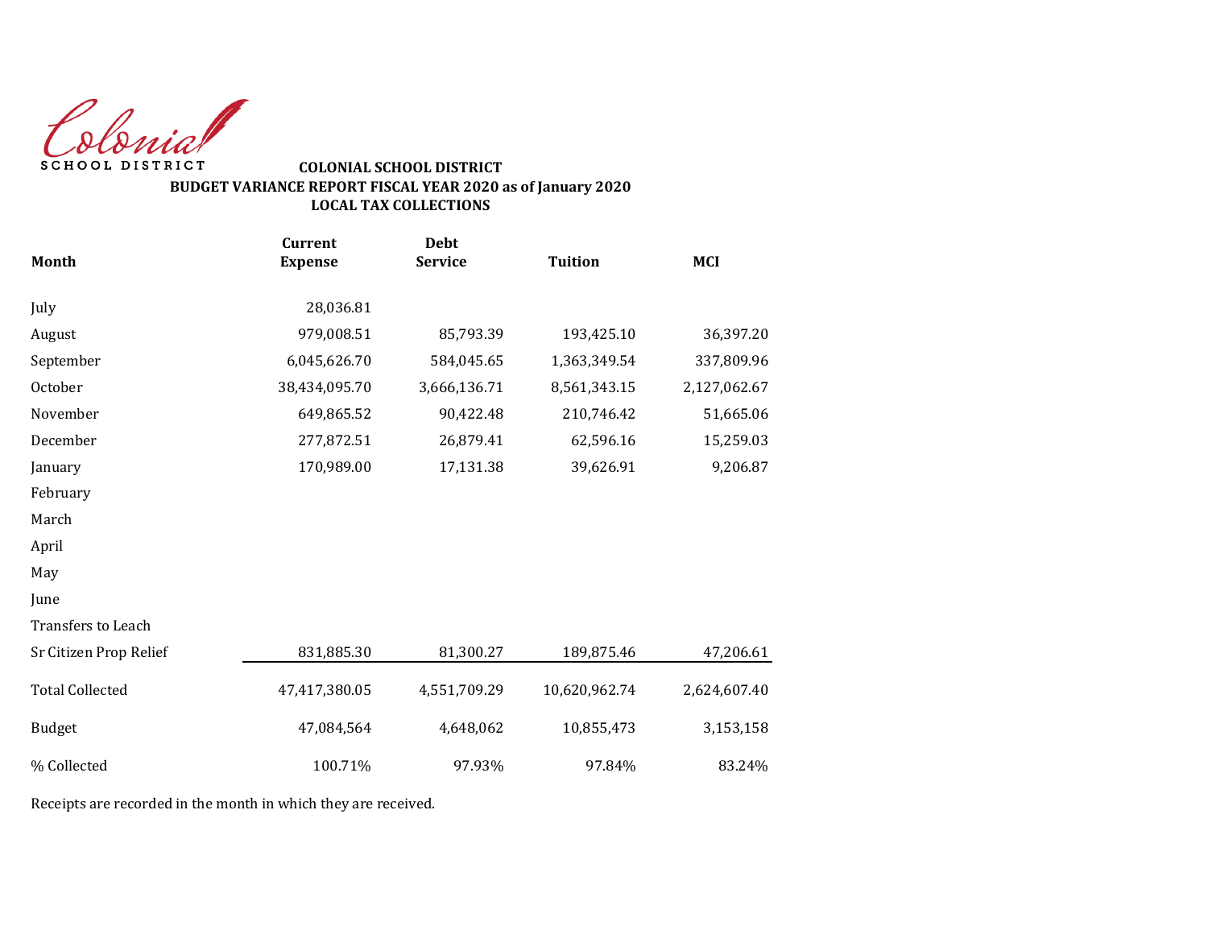Colonial
SCHOOL DISTRICT

**COLONIAL SCHOOL DISTRICT**
**BUDGET VARIANCE REPORT FISCAL YEAR 2020 as of January 2020**
**LOCAL TAX COLLECTIONS**

| Month | Current Expense | Debt Service | Tuition | MCI |
|---|---|---|---|---|
| July | 28,036.81 | | | |
| August | 979,008.51 | 85,793.39 | 193,425.10 | 36,397.20 |
| September | 6,045,626.70 | 584,045.65 | 1,363,349.54 | 337,809.96 |
| October | 38,434,095.70 | 3,666,136.71 | 8,561,343.15 | 2,127,062.67 |
| November | 649,865.52 | 90,422.48 | 210,746.42 | 51,665.06 |
| December | 277,872.51 | 26,879.41 | 62,596.16 | 15,259.03 |
| January | 170,989.00 | 17,131.38 | 39,626.91 | 9,206.87 |
| February | | | | |
| March | | | | |
| April | | | | |
| May | | | | |
| June | | | | |
| Transfers to Leach | | | | |
| Sr Citizen Prop Relief | 831,885.30 | 81,300.27 | 189,875.46 | 47,206.61 |
| Total Collected | 47,417,380.05 | 4,551,709.29 | 10,620,962.74 | 2,624,607.40 |
| Budget | 47,084,564 | 4,648,062 | 10,855,473 | 3,153,158 |
| % Collected | 100.71% | 97.93% | 97.84% | 83.24% |

Receipts are recorded in the month in which they are received.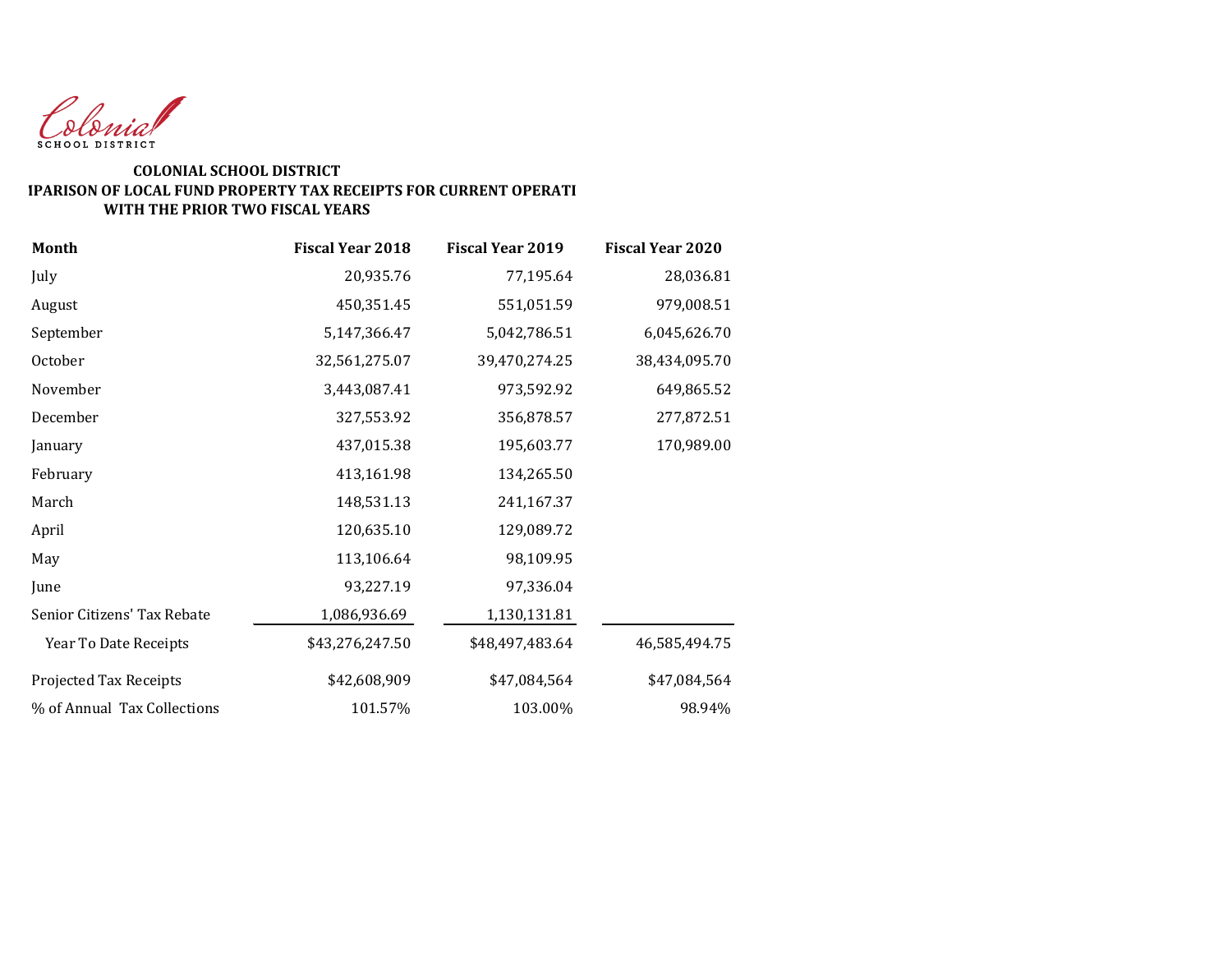Colonial
SCHOOL DISTRICT

**COLONIAL SCHOOL DISTRICT**
**IPARISON OF LOCAL FUND PROPERTY TAX RECEIPTS FOR CURRENT OPERATI**
**WITH THE PRIOR TWO FISCAL YEARS**

| Month | Fiscal Year 2018 | Fiscal Year 2019 | Fiscal Year 2020 |
|---|---|---|---|
| July | 20,935.76 | 77,195.64 | 28,036.81 |
| August | 450,351.45 | 551,051.59 | 979,008.51 |
| September | 5,147,366.47 | 5,042,786.51 | 6,045,626.70 |
| October | 32,561,275.07 | 39,470,274.25 | 38,434,095.70 |
| November | 3,443,087.41 | 973,592.92 | 649,865.52 |
| December | 327,553.92 | 356,878.57 | 277,872.51 |
| January | 437,015.38 | 195,603.77 | 170,989.00 |
| February | 413,161.98 | 134,265.50 | |
| March | 148,531.13 | 241,167.37 | |
| April | 120,635.10 | 129,089.72 | |
| May | 113,106.64 | 98,109.95 | |
| June | 93,227.19 | 97,336.04 | |
| Senior Citizens' Tax Rebate | 1,086,936.69 | 1,130,131.81 | |
| Year To Date Receipts | $43,276,247.50 | $48,497,483.64 | 46,585,494.75 |
| Projected Tax Receipts | $42,608,909 | $47,084,564 | $47,084,564 |
| % of Annual Tax Collections | 101.57% | 103.00% | 98.94% |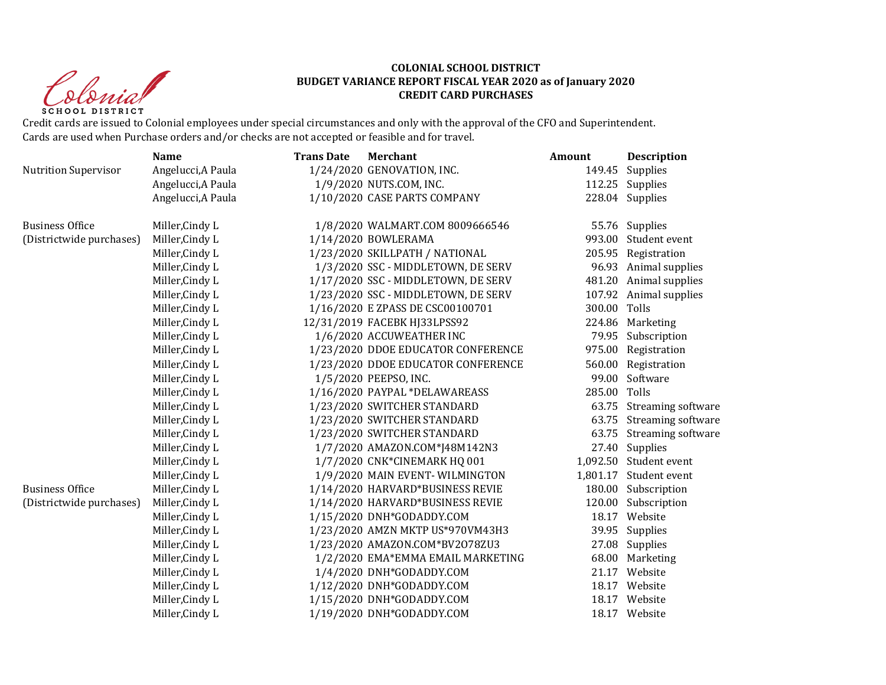**COLONIAL SCHOOL DISTRICT**
**BUDGET VARIANCE REPORT FISCAL YEAR 2020 as of January 2020**
**CREDIT CARD PURCHASES**

Credit cards are issued to Colonial employees under special circumstances and only with the approval of the CFO and Superintendent.
Cards are used when Purchase orders and/or checks are not accepted or feasible and for travel.

| | Name | Trans Date | Merchant | Amount | Description |
|---|---|---|---|---|---|
| Nutrition Supervisor | Angelucci,A Paula | 1/24/2020 | GENOVATION, INC. | 149.45 | Supplies |
| | Angelucci,A Paula | 1/9/2020 | NUTS.COM, INC. | 112.25 | Supplies |
| | Angelucci,A Paula | 1/10/2020 | CASE PARTS COMPANY | 228.04 | Supplies |
| Business Office (Districtwide purchases) | Miller,Cindy L | 1/8/2020 | WALMART.COM 8009666546 | 55.76 | Supplies |
| | Miller,Cindy L | 1/14/2020 | BOWLERAMA | 993.00 | Student event |
| | Miller,Cindy L | 1/23/2020 | SKILLPATH / NATIONAL | 205.95 | Registration |
| | Miller,Cindy L | 1/3/2020 | SSC - MIDDLETOWN, DE SERV | 96.93 | Animal supplies |
| | Miller,Cindy L | 1/17/2020 | SSC - MIDDLETOWN, DE SERV | 481.20 | Animal supplies |
| | Miller,Cindy L | 1/23/2020 | SSC - MIDDLETOWN, DE SERV | 107.92 | Animal supplies |
| | Miller,Cindy L | 1/16/2020 | E ZPASS DE CSC00100701 | 300.00 | Tolls |
| | Miller,Cindy L | 12/31/2019 | FACEBK HJ33LPSS92 | 224.86 | Marketing |
| | Miller,Cindy L | 1/6/2020 | ACCUWEATHER INC | 79.95 | Subscription |
| | Miller,Cindy L | 1/23/2020 | DDOE EDUCATOR CONFERENCE | 975.00 | Registration |
| | Miller,Cindy L | 1/23/2020 | DDOE EDUCATOR CONFERENCE | 560.00 | Registration |
| | Miller,Cindy L | 1/5/2020 | PEEPSO, INC. | 99.00 | Software |
| | Miller,Cindy L | 1/16/2020 | PAYPAL *DELAWAREASS | 285.00 | Tolls |
| | Miller,Cindy L | 1/23/2020 | SWITCHER STANDARD | 63.75 | Streaming software |
| | Miller,Cindy L | 1/23/2020 | SWITCHER STANDARD | 63.75 | Streaming software |
| | Miller,Cindy L | 1/23/2020 | SWITCHER STANDARD | 63.75 | Streaming software |
| | Miller,Cindy L | 1/7/2020 | AMAZON.COM*J48M142N3 | 27.40 | Supplies |
| | Miller,Cindy L | 1/7/2020 | CNK*CINEMARK HQ 001 | 1,092.50 | Student event |
| | Miller,Cindy L | 1/9/2020 | MAIN EVENT- WILMINGTON | 1,801.17 | Student event |
| Business Office (Districtwide purchases) | Miller,Cindy L | 1/14/2020 | HARVARD*BUSINESS REVIE | 180.00 | Subscription |
| | Miller,Cindy L | 1/14/2020 | HARVARD*BUSINESS REVIE | 120.00 | Subscription |
| | Miller,Cindy L | 1/15/2020 | DNH*GODADDY.COM | 18.17 | Website |
| | Miller,Cindy L | 1/23/2020 | AMZN MKTP US*970VM43H3 | 39.95 | Supplies |
| | Miller,Cindy L | 1/23/2020 | AMAZON.COM*BV2O78ZU3 | 27.08 | Supplies |
| | Miller,Cindy L | 1/2/2020 | EMA*EMMA EMAIL MARKETING | 68.00 | Marketing |
| | Miller,Cindy L | 1/4/2020 | DNH*GODADDY.COM | 21.17 | Website |
| | Miller,Cindy L | 1/12/2020 | DNH*GODADDY.COM | 18.17 | Website |
| | Miller,Cindy L | 1/15/2020 | DNH*GODADDY.COM | 18.17 | Website |
| | Miller,Cindy L | 1/19/2020 | DNH*GODADDY.COM | 18.17 | Website |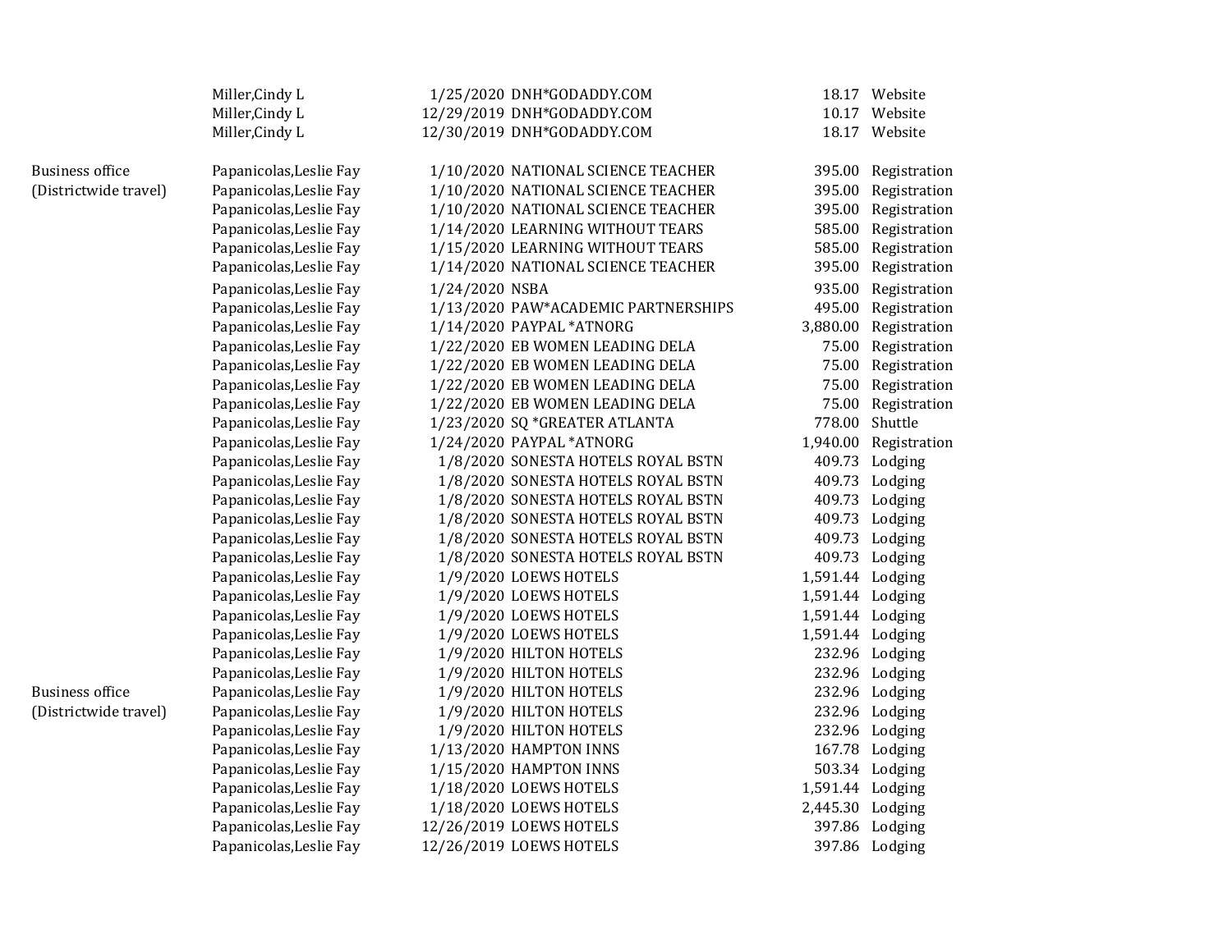| | | | | | |
|---|---|---|---|---|---|
| | Miller,Cindy L | 1/25/2020 | DNH*GODADDY.COM | 18.17 | Website |
| | Miller,Cindy L | 12/29/2019 | DNH*GODADDY.COM | 10.17 | Website |
| | Miller,Cindy L | 12/30/2019 | DNH*GODADDY.COM | 18.17 | Website |
| | | | | | |
| Business office | Papanicolas,Leslie Fay | 1/10/2020 | NATIONAL SCIENCE TEACHER | 395.00 | Registration |
| (Districtwide travel) | Papanicolas,Leslie Fay | 1/10/2020 | NATIONAL SCIENCE TEACHER | 395.00 | Registration |
| | Papanicolas,Leslie Fay | 1/10/2020 | NATIONAL SCIENCE TEACHER | 395.00 | Registration |
| | Papanicolas,Leslie Fay | 1/14/2020 | LEARNING WITHOUT TEARS | 585.00 | Registration |
| | Papanicolas,Leslie Fay | 1/15/2020 | LEARNING WITHOUT TEARS | 585.00 | Registration |
| | Papanicolas,Leslie Fay | 1/14/2020 | NATIONAL SCIENCE TEACHER | 395.00 | Registration |
| | Papanicolas,Leslie Fay | 1/24/2020 | NSBA | 935.00 | Registration |
| | Papanicolas,Leslie Fay | 1/13/2020 | PAW*ACADEMIC PARTNERSHIPS | 495.00 | Registration |
| | Papanicolas,Leslie Fay | 1/14/2020 | PAYPAL *ATNORG | 3,880.00 | Registration |
| | Papanicolas,Leslie Fay | 1/22/2020 | EB WOMEN LEADING DELA | 75.00 | Registration |
| | Papanicolas,Leslie Fay | 1/22/2020 | EB WOMEN LEADING DELA | 75.00 | Registration |
| | Papanicolas,Leslie Fay | 1/22/2020 | EB WOMEN LEADING DELA | 75.00 | Registration |
| | Papanicolas,Leslie Fay | 1/22/2020 | EB WOMEN LEADING DELA | 75.00 | Registration |
| | Papanicolas,Leslie Fay | 1/23/2020 | SQ *GREATER ATLANTA | 778.00 | Shuttle |
| | Papanicolas,Leslie Fay | 1/24/2020 | PAYPAL *ATNORG | 1,940.00 | Registration |
| | Papanicolas,Leslie Fay | 1/8/2020 | SONESTA HOTELS ROYAL BSTN | 409.73 | Lodging |
| | Papanicolas,Leslie Fay | 1/8/2020 | SONESTA HOTELS ROYAL BSTN | 409.73 | Lodging |
| | Papanicolas,Leslie Fay | 1/8/2020 | SONESTA HOTELS ROYAL BSTN | 409.73 | Lodging |
| | Papanicolas,Leslie Fay | 1/8/2020 | SONESTA HOTELS ROYAL BSTN | 409.73 | Lodging |
| | Papanicolas,Leslie Fay | 1/8/2020 | SONESTA HOTELS ROYAL BSTN | 409.73 | Lodging |
| | Papanicolas,Leslie Fay | 1/8/2020 | SONESTA HOTELS ROYAL BSTN | 409.73 | Lodging |
| | Papanicolas,Leslie Fay | 1/9/2020 | LOEWS HOTELS | 1,591.44 | Lodging |
| | Papanicolas,Leslie Fay | 1/9/2020 | LOEWS HOTELS | 1,591.44 | Lodging |
| | Papanicolas,Leslie Fay | 1/9/2020 | LOEWS HOTELS | 1,591.44 | Lodging |
| | Papanicolas,Leslie Fay | 1/9/2020 | LOEWS HOTELS | 1,591.44 | Lodging |
| | Papanicolas,Leslie Fay | 1/9/2020 | HILTON HOTELS | 232.96 | Lodging |
| | Papanicolas,Leslie Fay | 1/9/2020 | HILTON HOTELS | 232.96 | Lodging |
| Business office | Papanicolas,Leslie Fay | 1/9/2020 | HILTON HOTELS | 232.96 | Lodging |
| (Districtwide travel) | Papanicolas,Leslie Fay | 1/9/2020 | HILTON HOTELS | 232.96 | Lodging |
| | Papanicolas,Leslie Fay | 1/9/2020 | HILTON HOTELS | 232.96 | Lodging |
| | Papanicolas,Leslie Fay | 1/13/2020 | HAMPTON INNS | 167.78 | Lodging |
| | Papanicolas,Leslie Fay | 1/15/2020 | HAMPTON INNS | 503.34 | Lodging |
| | Papanicolas,Leslie Fay | 1/18/2020 | LOEWS HOTELS | 1,591.44 | Lodging |
| | Papanicolas,Leslie Fay | 1/18/2020 | LOEWS HOTELS | 2,445.30 | Lodging |
| | Papanicolas,Leslie Fay | 12/26/2019 | LOEWS HOTELS | 397.86 | Lodging |
| | Papanicolas,Leslie Fay | 12/26/2019 | LOEWS HOTELS | 397.86 | Lodging |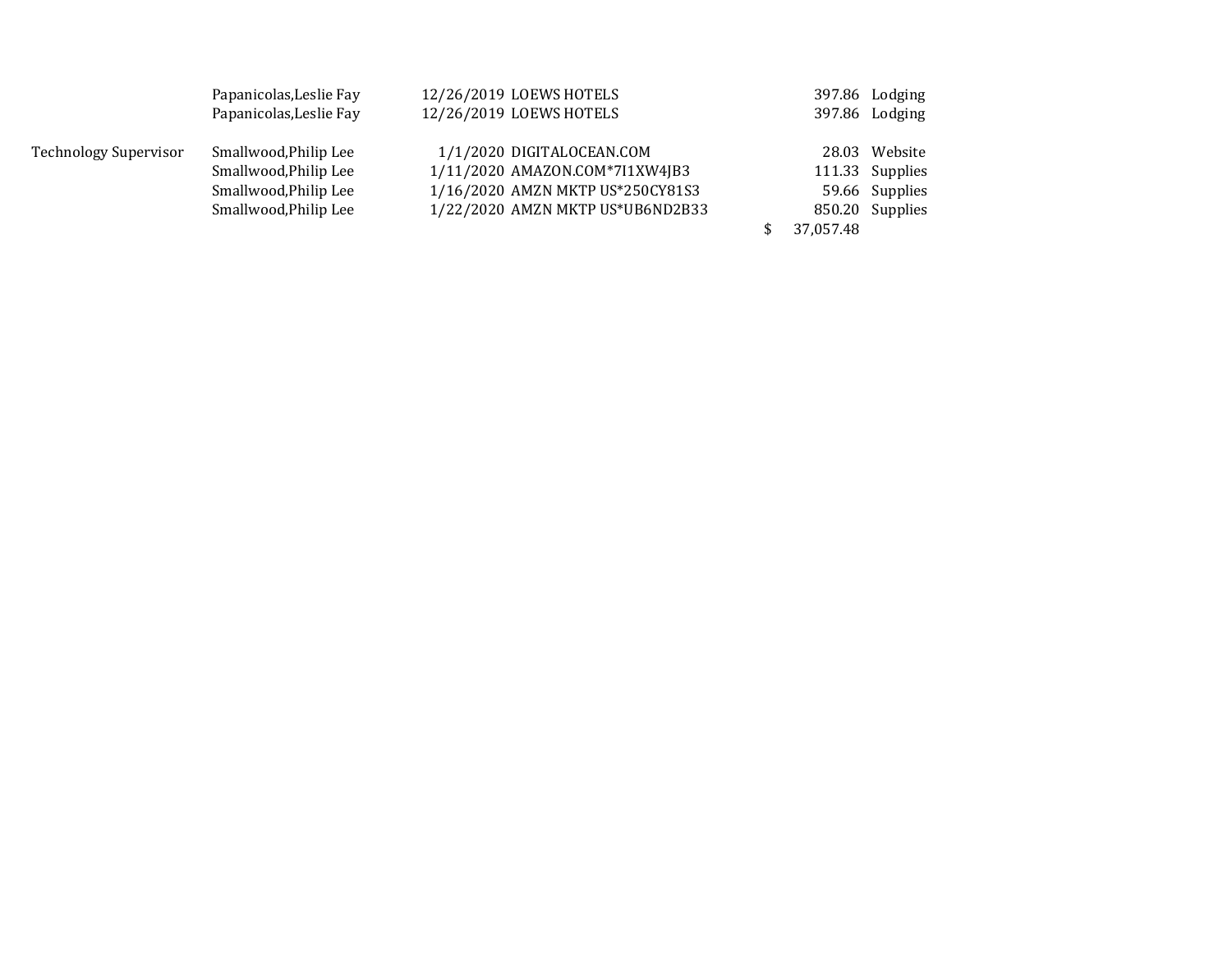| | | | | | |
|---|---|---|---|---|---|
| | Papanicolas,Leslie Fay | 12/26/2019 | LOEWS HOTELS | 397.86 | Lodging |
| | Papanicolas,Leslie Fay | 12/26/2019 | LOEWS HOTELS | 397.86 | Lodging |
| | | | | | |
| Technology Supervisor | Smallwood,Philip Lee | 1/1/2020 | DIGITALOCEAN.COM | 28.03 | Website |
| | Smallwood,Philip Lee | 1/11/2020 | AMAZON.COM*7I1XW4JB3 | 111.33 | Supplies |
| | Smallwood,Philip Lee | 1/16/2020 | AMZN MKTP US*250CY81S3 | 59.66 | Supplies |
| | Smallwood,Philip Lee | 1/22/2020 | AMZN MKTP US*UB6ND2B33 | 850.20 | Supplies |
| | | | | $ 37,057.48 | |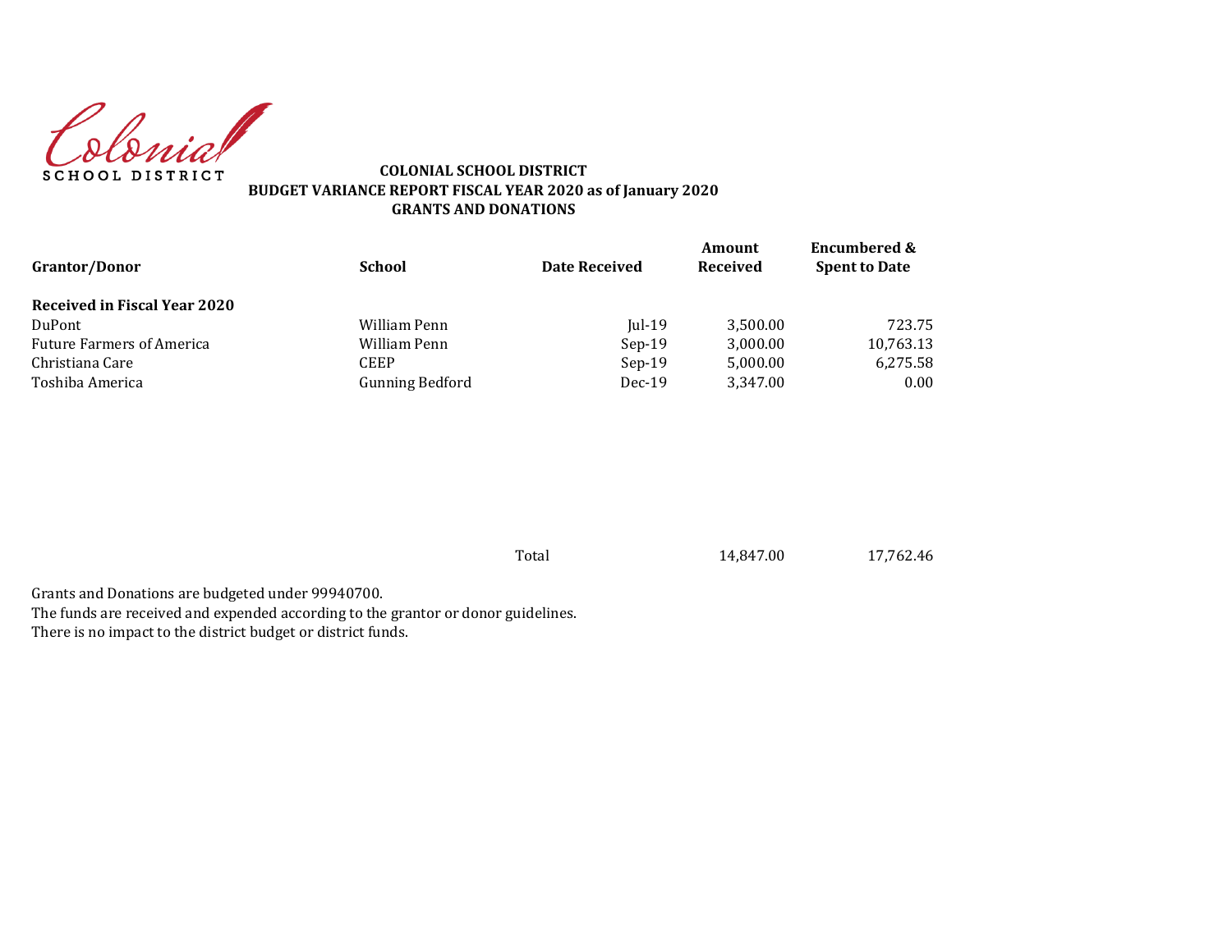Colonial SCHOOL DISTRICT

**COLONIAL SCHOOL DISTRICT**
**BUDGET VARIANCE REPORT FISCAL YEAR 2020 as of January 2020**
**GRANTS AND DONATIONS**

| Grantor/Donor | School | Date Received | Amount Received | Encumbered & Spent to Date |
|---|---|---|---|---|
| **Received in Fiscal Year 2020** | | | | |
| DuPont | William Penn | Jul-19 | 3,500.00 | 723.75 |
| Future Farmers of America | William Penn | Sep-19 | 3,000.00 | 10,763.13 |
| Christiana Care | CEEP | Sep-19 | 5,000.00 | 6,275.58 |
| Toshiba America | Gunning Bedford | Dec-19 | 3,347.00 | 0.00 |
| | | Total | 14,847.00 | 17,762.46 |

Grants and Donations are budgeted under 99940700.
The funds are received and expended according to the grantor or donor guidelines.
There is no impact to the district budget or district funds.